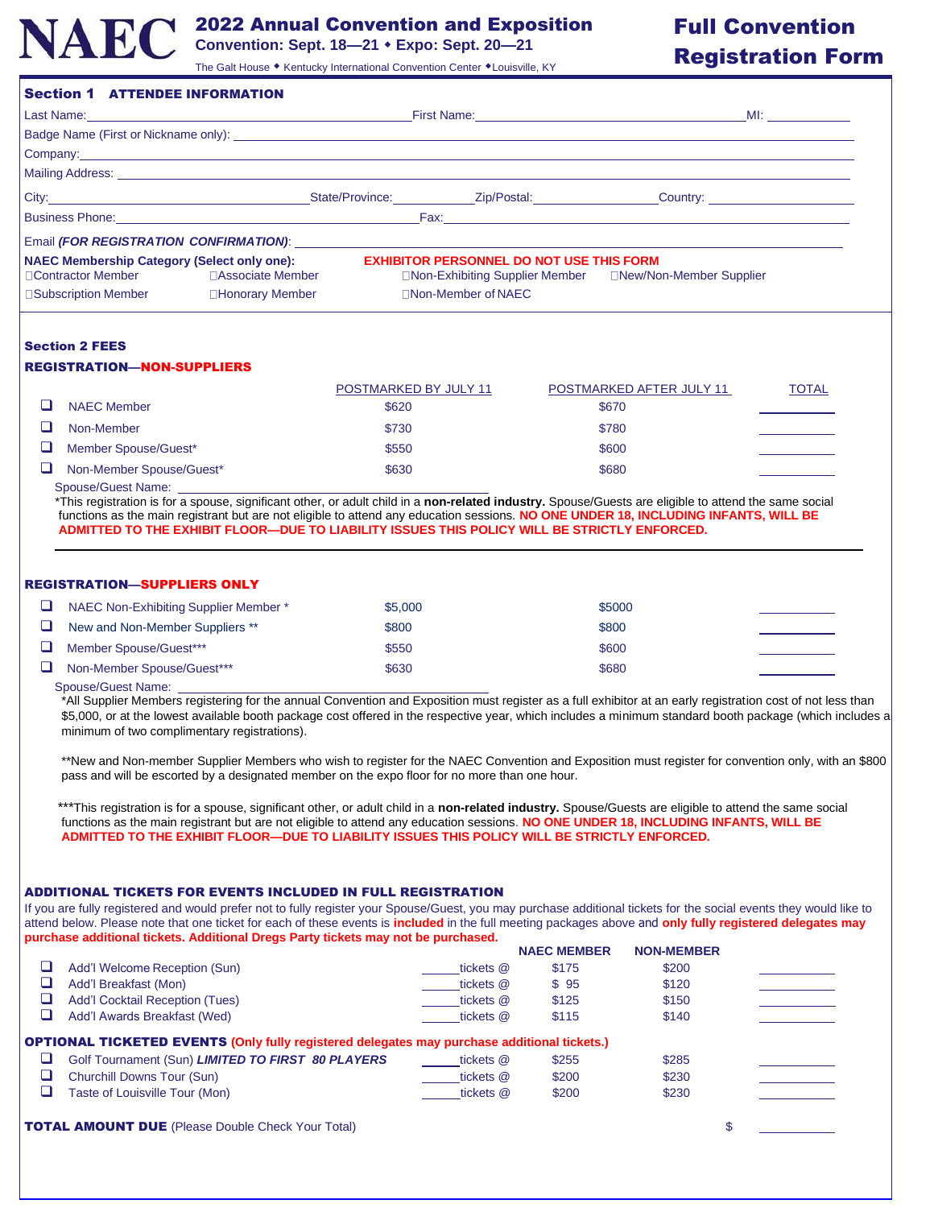# NAEC

## 2022 Annual Convention and Exposition

**Convention: Sept. 18—21 ◆ Expo: Sept. 20—21**

The Galt House ◆ Kentucky International Convention Center ◆Louisville, KY

# Full Convention Registration Form

## Section 1 ATTENDEE INFORMATION

Last Name: ______________________ First Name: ______________________ MI: ________

Badge Name (First or Nickname only): ______________________

Company: ______________________

Mailing Address: ______________________

City: ______________ State/Province: __________ Zip/Postal: __________ Country: ______________

Business Phone: ______________________ Fax: ______________________

Email *(FOR REGISTRATION CONFIRMATION)*: ______________________

**NAEC Membership Category (Select only one):**

☐Contractor Member ☐Associate Member

☐Subscription Member ☐Honorary Member

**EXHIBITOR PERSONNEL DO NOT USE THIS FORM**

☐Non-Exhibiting Supplier Member ☐New/Non-Member Supplier

☐Non-Member of NAEC

## Section 2 FEES

### REGISTRATION—NON-SUPPLIERS

| | POSTMARKED BY JULY 11 | POSTMARKED AFTER JULY 11 | TOTAL |
|---|---|---|---|
| ❑ NAEC Member | $620 | $670 | ______ |
| ❑ Non-Member | $730 | $780 | ______ |
| ❑ Member Spouse/Guest* | $550 | $600 | ______ |
| ❑ Non-Member Spouse/Guest* | $630 | $680 | ______ |

Spouse/Guest Name: ______________________

*This registration is for a spouse, significant other, or adult child in a **non-related industry.** Spouse/Guests are eligible to attend the same social functions as the main registrant but are not eligible to attend any education sessions. **NO ONE UNDER 18, INCLUDING INFANTS, WILL BE ADMITTED TO THE EXHIBIT FLOOR—DUE TO LIABILITY ISSUES THIS POLICY WILL BE STRICTLY ENFORCED.**

### REGISTRATION—SUPPLIERS ONLY

| | | | |
|---|---|---|---|
| ❑ NAEC Non-Exhibiting Supplier Member * | $5,000 | $5000 | ______ |
| ❑ New and Non-Member Suppliers ** | $800 | $800 | ______ |
| ❑ Member Spouse/Guest*** | $550 | $600 | ______ |
| ❑ Non-Member Spouse/Guest*** | $630 | $680 | ______ |

Spouse/Guest Name: ______________________

*All Supplier Members registering for the annual Convention and Exposition must register as a full exhibitor at an early registration cost of not less than $5,000, or at the lowest available booth package cost offered in the respective year, which includes a minimum standard booth package (which includes a minimum of two complimentary registrations).

**New and Non-member Supplier Members who wish to register for the NAEC Convention and Exposition must register for convention only, with an $800 pass and will be escorted by a designated member on the expo floor for no more than one hour.

***This registration is for a spouse, significant other, or adult child in a **non-related industry.** Spouse/Guests are eligible to attend the same social functions as the main registrant but are not eligible to attend any education sessions. **NO ONE UNDER 18, INCLUDING INFANTS, WILL BE ADMITTED TO THE EXHIBIT FLOOR—DUE TO LIABILITY ISSUES THIS POLICY WILL BE STRICTLY ENFORCED.**

### ADDITIONAL TICKETS FOR EVENTS INCLUDED IN FULL REGISTRATION

If you are fully registered and would prefer not to fully register your Spouse/Guest, you may purchase additional tickets for the social events they would like to attend below. Please note that one ticket for each of these events is **included** in the full meeting packages above and **only fully registered delegates may purchase additional tickets. Additional Dregs Party tickets may not be purchased.**

| | | NAEC MEMBER | NON-MEMBER | |
|---|---|---|---|---|
| ❑ Add'l Welcome Reception (Sun) | _____tickets @ | $175 | $200 | ______ |
| ❑ Add'l Breakfast (Mon) | _____tickets @ | $ 95 | $120 | ______ |
| ❑ Add'l Cocktail Reception (Tues) | _____tickets @ | $125 | $150 | ______ |
| ❑ Add'l Awards Breakfast (Wed) | _____tickets @ | $115 | $140 | ______ |

**OPTIONAL TICKETED EVENTS (Only fully registered delegates may purchase additional tickets.)**

| | | | | |
|---|---|---|---|---|
| ❑ Golf Tournament (Sun) ***LIMITED TO FIRST 80 PLAYERS*** | _____tickets @ | $255 | $285 | ______ |
| ❑ Churchill Downs Tour (Sun) | _____tickets @ | $200 | $230 | ______ |
| ❑ Taste of Louisville Tour (Mon) | _____tickets @ | $200 | $230 | ______ |

**TOTAL AMOUNT DUE** (Please Double Check Your Total) $ ______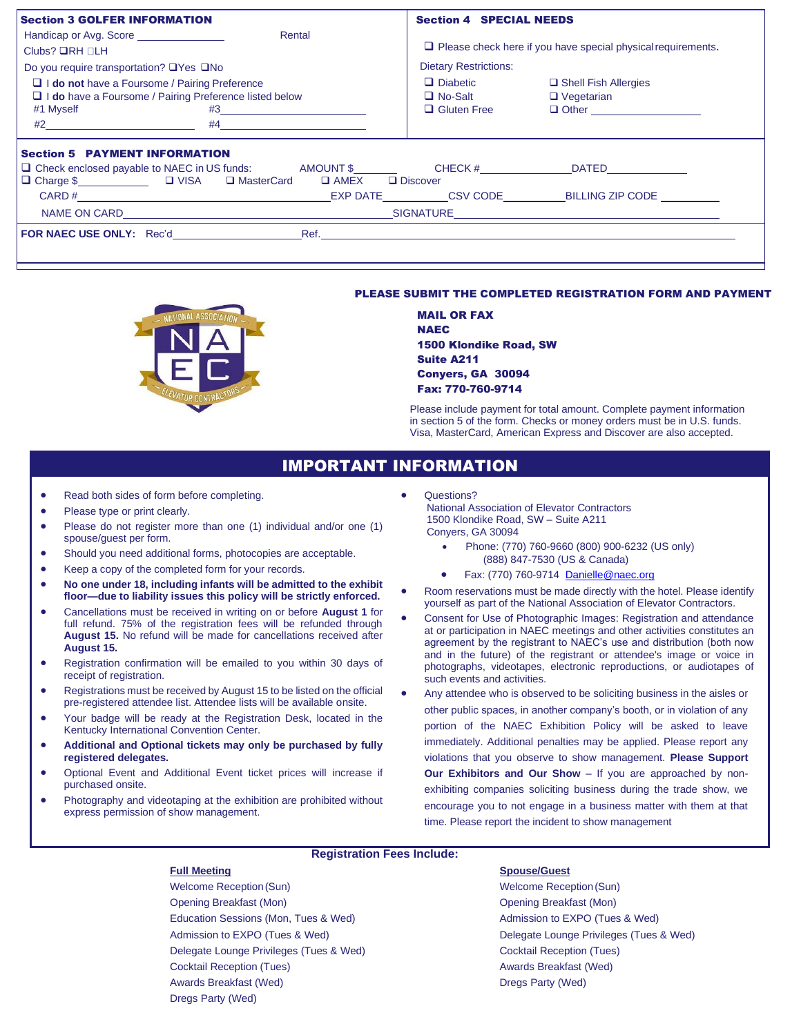## Section 3 GOLFER INFORMATION

Handicap or Avg. Score ______________ Rental

Clubs? ❑RH ❑LH

Do you require transportation? ❑Yes ❑No

❑ I **do not** have a Foursome / Pairing Preference

❑ I **do** have a Foursome / Pairing Preference listed below

#1 Myself #3______________________

#2______________________ #4______________________

## Section 4 SPECIAL NEEDS

❑ Please check here if you have special physical requirements.

Dietary Restrictions:

❑ Diabetic ❑ Shell Fish Allergies

❑ No-Salt ❑ Vegetarian

❑ Gluten Free ❑ Other ________________

## Section 5 PAYMENT INFORMATION

❑ Check enclosed payable to NAEC in US funds: AMOUNT $_______ CHECK #______________ DATED____________

❑ Charge $___________ ❑ VISA ❑ MasterCard ❑ AMEX ❑ Discover

CARD #______________________________________ EXP DATE__________ CSV CODE__________ BILLING ZIP CODE __________

NAME ON CARD______________________________________ SIGNATURE______________________________________

**FOR NAEC USE ONLY:** Rec'd__________________ Ref.______________________________________

**PLEASE SUBMIT THE COMPLETED REGISTRATION FORM AND PAYMENT**

**MAIL OR FAX**
**NAEC**
**1500 Klondike Road, SW**
**Suite A211**
**Conyers, GA 30094**
**Fax: 770-760-9714**

Please include payment for total amount. Complete payment information in section 5 of the form. Checks or money orders must be in U.S. funds. Visa, MasterCard, American Express and Discover are also accepted.

## IMPORTANT INFORMATION

- Read both sides of form before completing.
- Please type or print clearly.
- Please do not register more than one (1) individual and/or one (1) spouse/guest per form.
- Should you need additional forms, photocopies are acceptable.
- Keep a copy of the completed form for your records.
- **No one under 18, including infants will be admitted to the exhibit floor—due to liability issues this policy will be strictly enforced.**
- Cancellations must be received in writing on or before **August 1** for full refund. 75% of the registration fees will be refunded through **August 15.** No refund will be made for cancellations received after **August 15.**
- Registration confirmation will be emailed to you within 30 days of receipt of registration.
- Registrations must be received by August 15 to be listed on the official pre-registered attendee list. Attendee lists will be available onsite.
- Your badge will be ready at the Registration Desk, located in the Kentucky International Convention Center.
- **Additional and Optional tickets may only be purchased by fully registered delegates.**
- Optional Event and Additional Event ticket prices will increase if purchased onsite.
- Photography and videotaping at the exhibition are prohibited without express permission of show management.
- Questions?
  National Association of Elevator Contractors
  1500 Klondike Road, SW – Suite A211
  Conyers, GA 30094
  - Phone: (770) 760-9660 (800) 900-6232 (US only) (888) 847-7530 (US & Canada)
  - Fax: (770) 760-9714 Danielle@naec.org
- Room reservations must be made directly with the hotel. Please identify yourself as part of the National Association of Elevator Contractors.
- Consent for Use of Photographic Images: Registration and attendance at or participation in NAEC meetings and other activities constitutes an agreement by the registrant to NAEC's use and distribution (both now and in the future) of the registrant or attendee's image or voice in photographs, videotapes, electronic reproductions, or audiotapes of such events and activities.
- Any attendee who is observed to be soliciting business in the aisles or other public spaces, in another company's booth, or in violation of any portion of the NAEC Exhibition Policy will be asked to leave immediately. Additional penalties may be applied. Please report any violations that you observe to show management. **Please Support Our Exhibitors and Our Show** – If you are approached by non-exhibiting companies soliciting business during the trade show, we encourage you to not engage in a business matter with them at that time. Please report the incident to show management

**Registration Fees Include:**

**Full Meeting**

Welcome Reception (Sun)
Opening Breakfast (Mon)
Education Sessions (Mon, Tues & Wed)
Admission to EXPO (Tues & Wed)
Delegate Lounge Privileges (Tues & Wed)
Cocktail Reception (Tues)
Awards Breakfast (Wed)
Dregs Party (Wed)

**Spouse/Guest**

Welcome Reception (Sun)
Opening Breakfast (Mon)
Admission to EXPO (Tues & Wed)
Delegate Lounge Privileges (Tues & Wed)
Cocktail Reception (Tues)
Awards Breakfast (Wed)
Dregs Party (Wed)